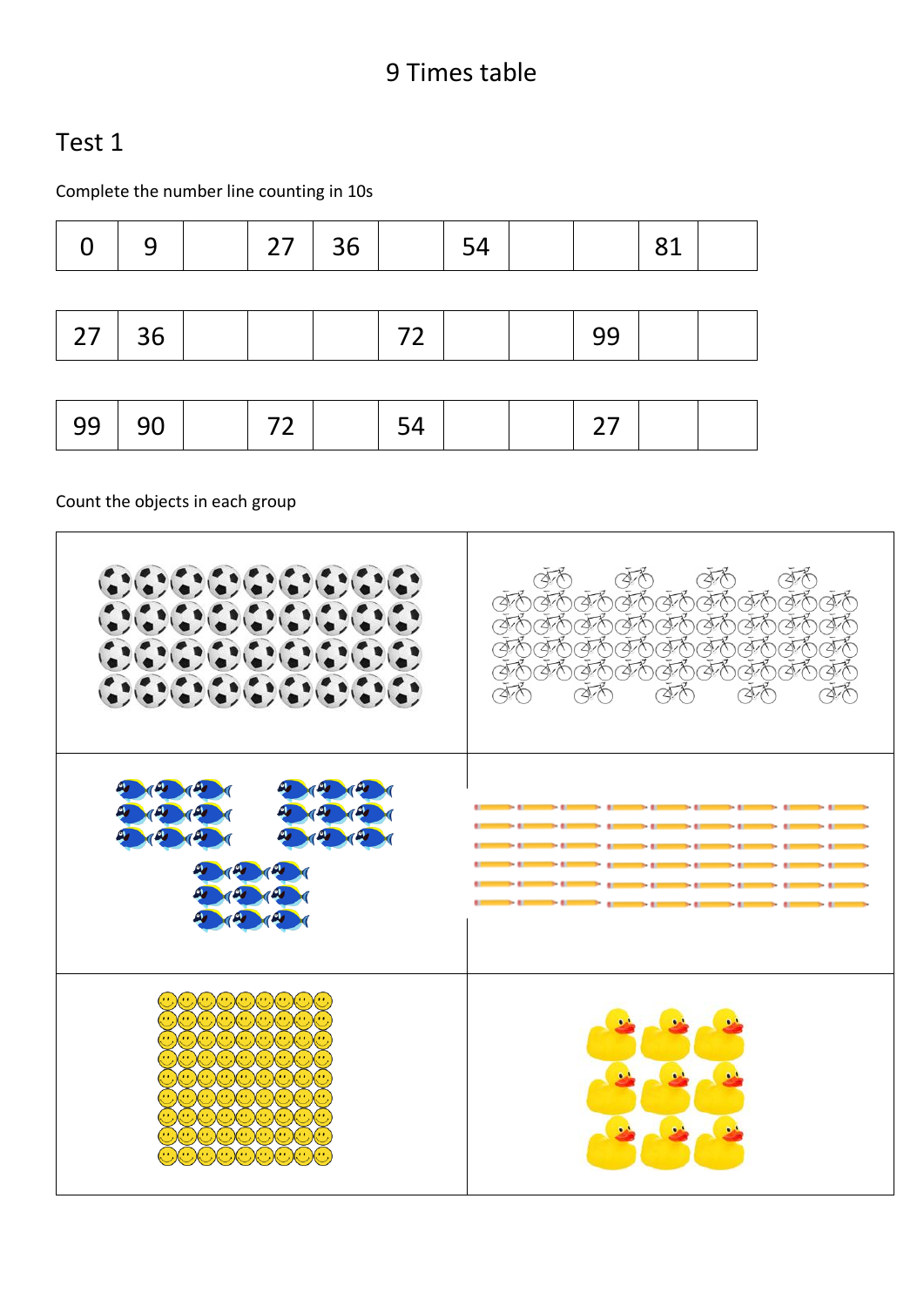# 9 Times table

## Test 1

Complete the number line counting in 10s

| | | | | | | | | | | |
|---|---|---|---|---|---|---|---|---|---|---|
| 0 | 9 | | 27 | 36 | | 54 | | | 81 | |

| | | | | | | | | | | |
|---|---|---|---|---|---|---|---|---|---|---|
| 27 | 36 | | | | 72 | | | 99 | | |

| | | | | | | | | | | |
|---|---|---|---|---|---|---|---|---|---|---|
| 99 | 90 | | 72 | | 54 | | | 27 | | |

Count the objects in each group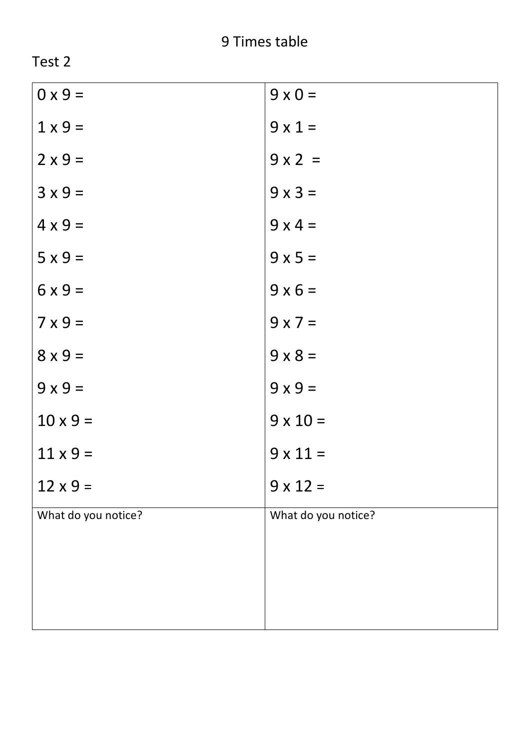# 9 Times table

Test 2

| | |
|---|---|
| 0 x 9 = | 9 x 0 = |
| 1 x 9 = | 9 x 1 = |
| 2 x 9 = | 9 x 2 = |
| 3 x 9 = | 9 x 3 = |
| 4 x 9 = | 9 x 4 = |
| 5 x 9 = | 9 x 5 = |
| 6 x 9 = | 9 x 6 = |
| 7 x 9 = | 9 x 7 = |
| 8 x 9 = | 9 x 8 = |
| 9 x 9 = | 9 x 9 = |
| 10 x 9 = | 9 x 10 = |
| 11 x 9 = | 9 x 11 = |
| 12 x 9 = | 9 x 12 = |
| What do you notice? | What do you notice? |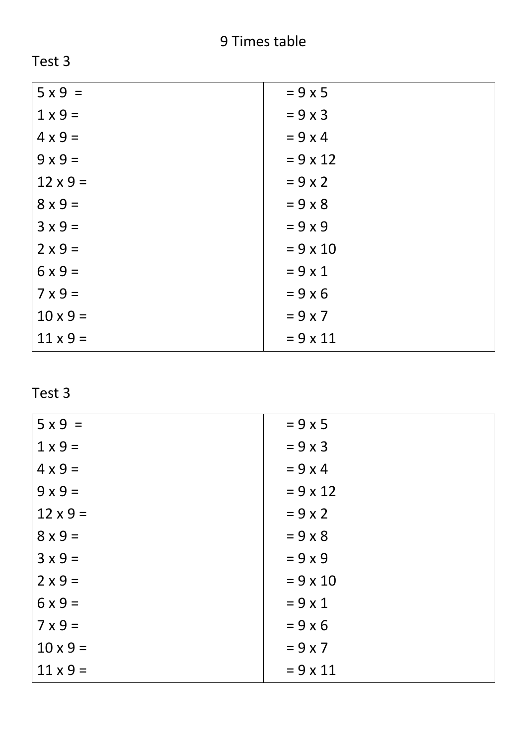# 9 Times table

Test 3

| | |
|---|---|
| 5 x 9 = | = 9 x 5 |
| 1 x 9 = | = 9 x 3 |
| 4 x 9 = | = 9 x 4 |
| 9 x 9 = | = 9 x 12 |
| 12 x 9 = | = 9 x 2 |
| 8 x 9 = | = 9 x 8 |
| 3 x 9 = | = 9 x 9 |
| 2 x 9 = | = 9 x 10 |
| 6 x 9 = | = 9 x 1 |
| 7 x 9 = | = 9 x 6 |
| 10 x 9 = | = 9 x 7 |
| 11 x 9 = | = 9 x 11 |

Test 3

| | |
|---|---|
| 5 x 9 = | = 9 x 5 |
| 1 x 9 = | = 9 x 3 |
| 4 x 9 = | = 9 x 4 |
| 9 x 9 = | = 9 x 12 |
| 12 x 9 = | = 9 x 2 |
| 8 x 9 = | = 9 x 8 |
| 3 x 9 = | = 9 x 9 |
| 2 x 9 = | = 9 x 10 |
| 6 x 9 = | = 9 x 1 |
| 7 x 9 = | = 9 x 6 |
| 10 x 9 = | = 9 x 7 |
| 11 x 9 = | = 9 x 11 |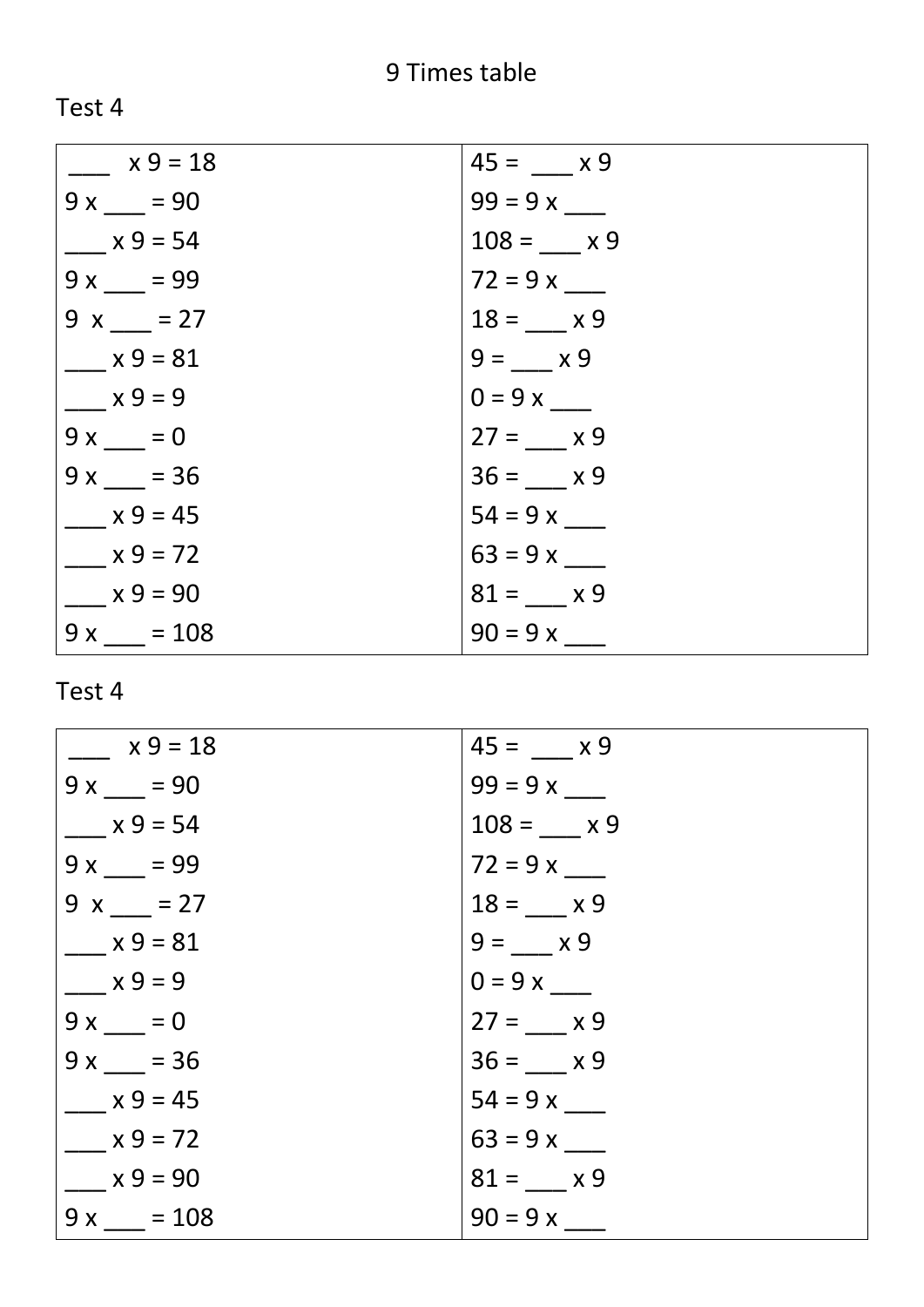# 9 Times table

Test 4

| | |
|---|---|
| ___ x 9 = 18 | 45 = ___ x 9 |
| 9 x ___ = 90 | 99 = 9 x ___ |
| ___ x 9 = 54 | 108 = ___ x 9 |
| 9 x ___ = 99 | 72 = 9 x ___ |
| 9 x ___ = 27 | 18 = ___ x 9 |
| ___ x 9 = 81 | 9 = ___ x 9 |
| ___ x 9 = 9 | 0 = 9 x ___ |
| 9 x ___ = 0 | 27 = ___ x 9 |
| 9 x ___ = 36 | 36 = ___ x 9 |
| ___ x 9 = 45 | 54 = 9 x ___ |
| ___ x 9 = 72 | 63 = 9 x ___ |
| ___ x 9 = 90 | 81 = ___ x 9 |
| 9 x ___ = 108 | 90 = 9 x ___ |

Test 4

| | |
|---|---|
| ___ x 9 = 18 | 45 = ___ x 9 |
| 9 x ___ = 90 | 99 = 9 x ___ |
| ___ x 9 = 54 | 108 = ___ x 9 |
| 9 x ___ = 99 | 72 = 9 x ___ |
| 9 x ___ = 27 | 18 = ___ x 9 |
| ___ x 9 = 81 | 9 = ___ x 9 |
| ___ x 9 = 9 | 0 = 9 x ___ |
| 9 x ___ = 0 | 27 = ___ x 9 |
| 9 x ___ = 36 | 36 = ___ x 9 |
| ___ x 9 = 45 | 54 = 9 x ___ |
| ___ x 9 = 72 | 63 = 9 x ___ |
| ___ x 9 = 90 | 81 = ___ x 9 |
| 9 x ___ = 108 | 90 = 9 x ___ |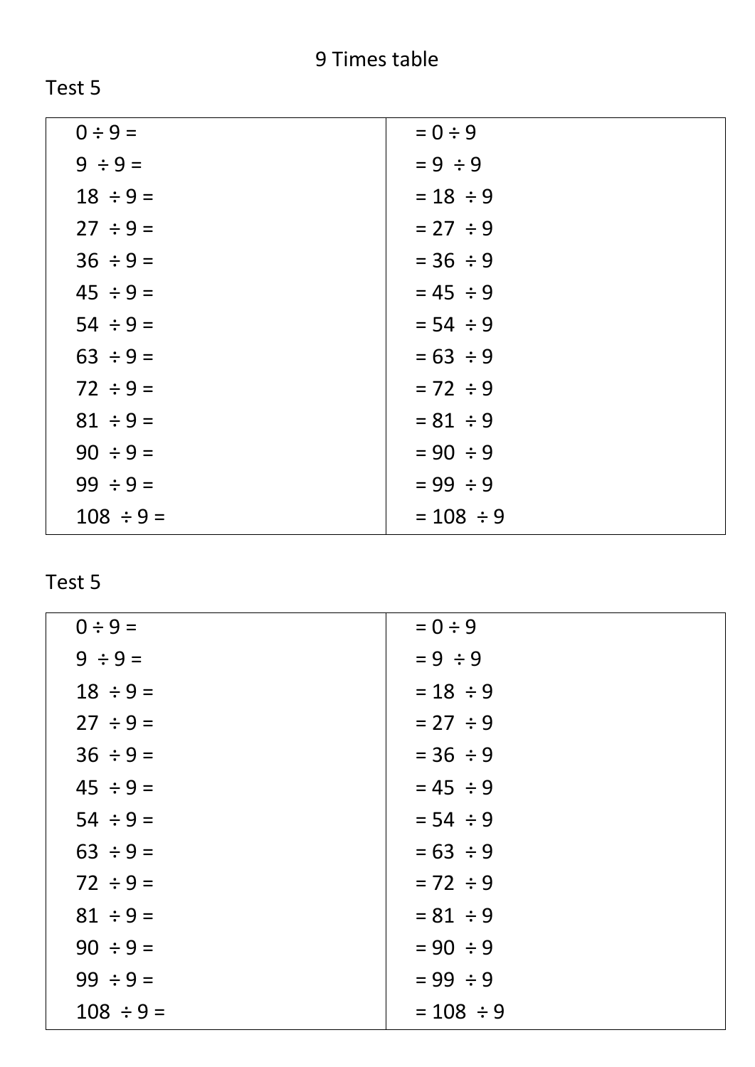9 Times table

Test 5

| | |
|---|---|
| 0 ÷ 9 = | = 0 ÷ 9 |
| 9 ÷ 9 = | = 9 ÷ 9 |
| 18 ÷ 9 = | = 18 ÷ 9 |
| 27 ÷ 9 = | = 27 ÷ 9 |
| 36 ÷ 9 = | = 36 ÷ 9 |
| 45 ÷ 9 = | = 45 ÷ 9 |
| 54 ÷ 9 = | = 54 ÷ 9 |
| 63 ÷ 9 = | = 63 ÷ 9 |
| 72 ÷ 9 = | = 72 ÷ 9 |
| 81 ÷ 9 = | = 81 ÷ 9 |
| 90 ÷ 9 = | = 90 ÷ 9 |
| 99 ÷ 9 = | = 99 ÷ 9 |
| 108 ÷ 9 = | = 108 ÷ 9 |

Test 5

| | |
|---|---|
| 0 ÷ 9 = | = 0 ÷ 9 |
| 9 ÷ 9 = | = 9 ÷ 9 |
| 18 ÷ 9 = | = 18 ÷ 9 |
| 27 ÷ 9 = | = 27 ÷ 9 |
| 36 ÷ 9 = | = 36 ÷ 9 |
| 45 ÷ 9 = | = 45 ÷ 9 |
| 54 ÷ 9 = | = 54 ÷ 9 |
| 63 ÷ 9 = | = 63 ÷ 9 |
| 72 ÷ 9 = | = 72 ÷ 9 |
| 81 ÷ 9 = | = 81 ÷ 9 |
| 90 ÷ 9 = | = 90 ÷ 9 |
| 99 ÷ 9 = | = 99 ÷ 9 |
| 108 ÷ 9 = | = 108 ÷ 9 |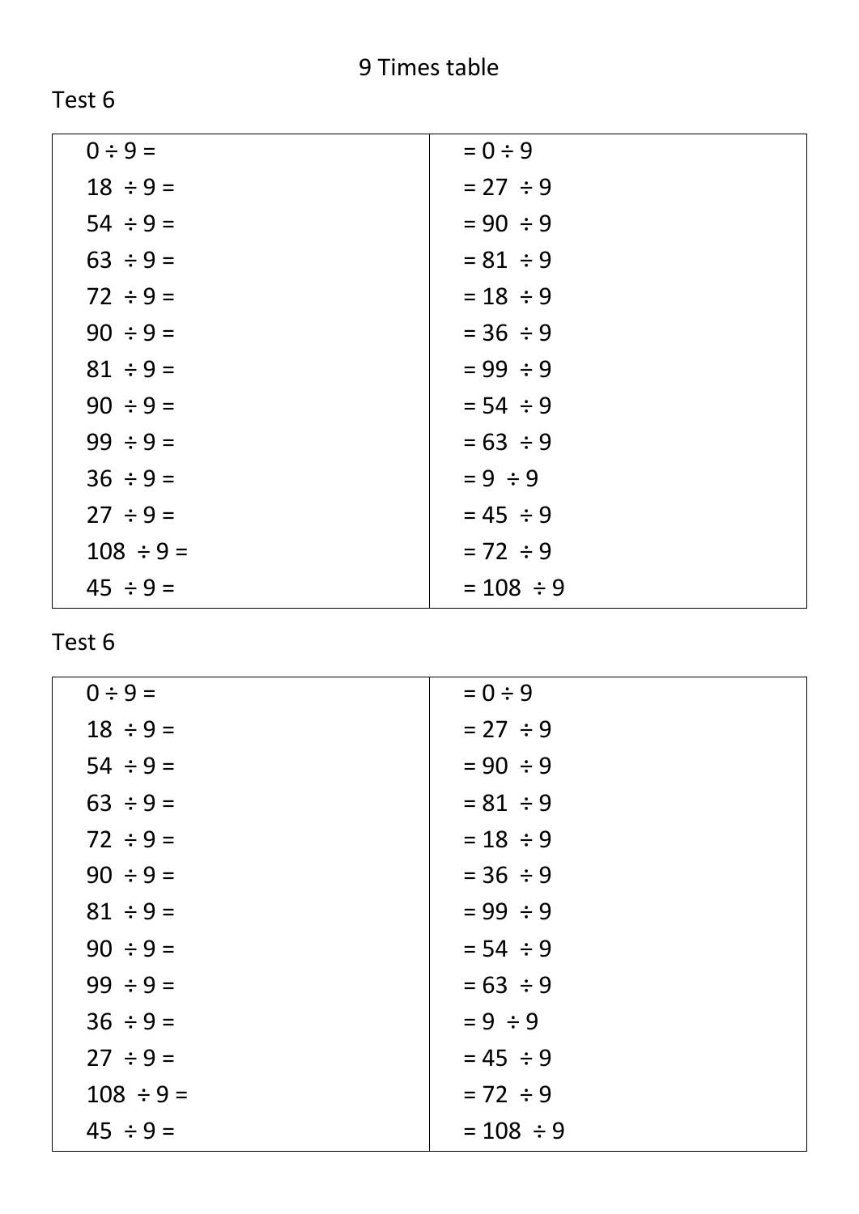# 9 Times table

Test 6

| | |
|---|---|
| 0 ÷ 9 = | = 0 ÷ 9 |
| 18 ÷ 9 = | = 27 ÷ 9 |
| 54 ÷ 9 = | = 90 ÷ 9 |
| 63 ÷ 9 = | = 81 ÷ 9 |
| 72 ÷ 9 = | = 18 ÷ 9 |
| 90 ÷ 9 = | = 36 ÷ 9 |
| 81 ÷ 9 = | = 99 ÷ 9 |
| 90 ÷ 9 = | = 54 ÷ 9 |
| 99 ÷ 9 = | = 63 ÷ 9 |
| 36 ÷ 9 = | = 9 ÷ 9 |
| 27 ÷ 9 = | = 45 ÷ 9 |
| 108 ÷ 9 = | = 72 ÷ 9 |
| 45 ÷ 9 = | = 108 ÷ 9 |

Test 6

| | |
|---|---|
| 0 ÷ 9 = | = 0 ÷ 9 |
| 18 ÷ 9 = | = 27 ÷ 9 |
| 54 ÷ 9 = | = 90 ÷ 9 |
| 63 ÷ 9 = | = 81 ÷ 9 |
| 72 ÷ 9 = | = 18 ÷ 9 |
| 90 ÷ 9 = | = 36 ÷ 9 |
| 81 ÷ 9 = | = 99 ÷ 9 |
| 90 ÷ 9 = | = 54 ÷ 9 |
| 99 ÷ 9 = | = 63 ÷ 9 |
| 36 ÷ 9 = | = 9 ÷ 9 |
| 27 ÷ 9 = | = 45 ÷ 9 |
| 108 ÷ 9 = | = 72 ÷ 9 |
| 45 ÷ 9 = | = 108 ÷ 9 |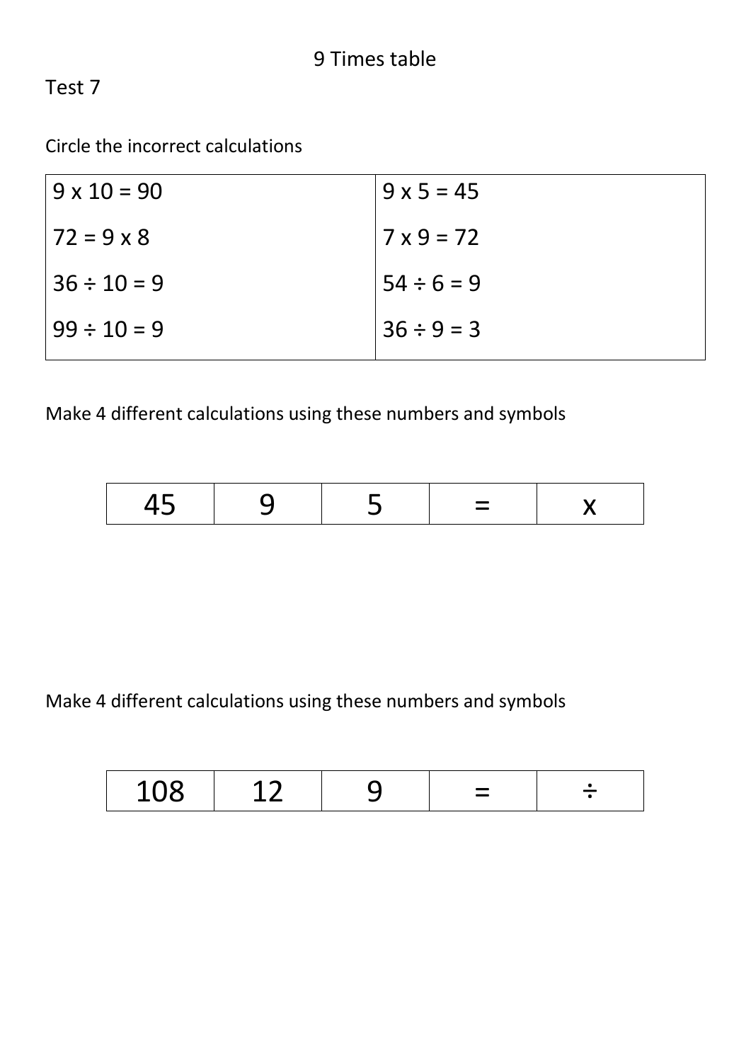9 Times table

Test 7

Circle the incorrect calculations

| | |
|---|---|
| 9 x 10 = 90 | 9 x 5 = 45 |
| 72 = 9 x 8 | 7 x 9 = 72 |
| 36 ÷ 10 = 9 | 54 ÷ 6 = 9 |
| 99 ÷ 10 = 9 | 36 ÷ 9 = 3 |

Make 4 different calculations using these numbers and symbols

| | | | | |
|---|---|---|---|---|
| 45 | 9 | 5 | = | x |

Make 4 different calculations using these numbers and symbols

| | | | | |
|---|---|---|---|---|
| 108 | 12 | 9 | = | ÷ |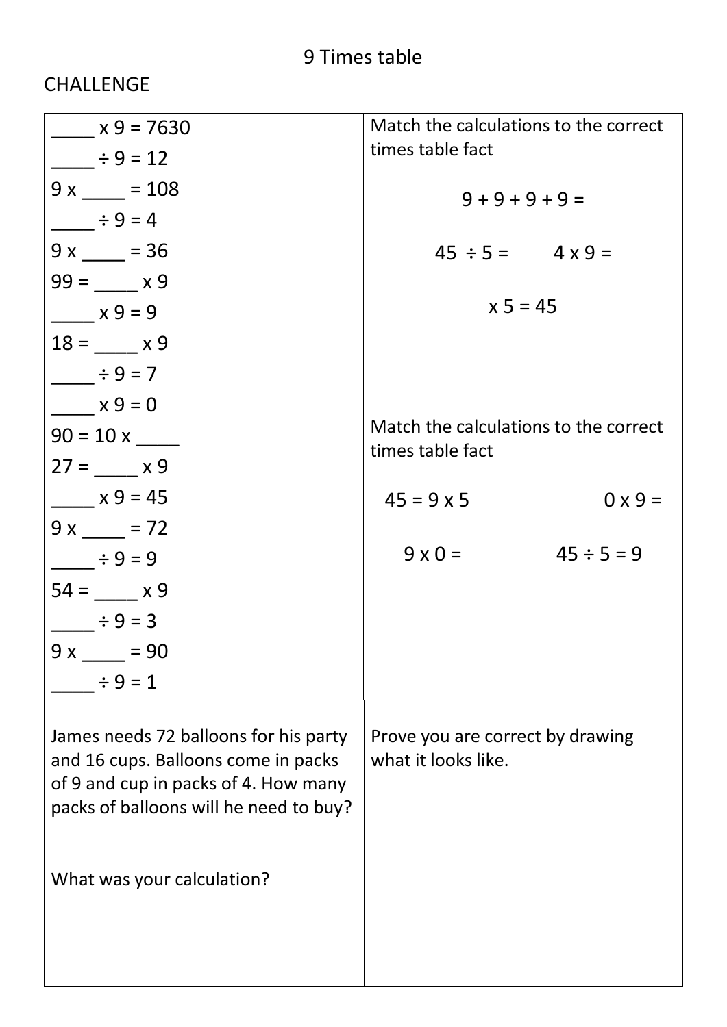# 9 Times table

CHALLENGE

| | |
|---|---|
| ____ x 9 = 7630<br>____ ÷ 9 = 12<br>9 x ____ = 108<br>____ ÷ 9 = 4<br>9 x ____ = 36<br>99 = ____ x 9<br>____ x 9 = 9<br>18 = ____ x 9<br>____ ÷ 9 = 7<br>____ x 9 = 0<br>90 = 10 x ____<br>27 = ____ x 9<br>____ x 9 = 45<br>9 x ____ = 72<br>____ ÷ 9 = 9<br>54 = ____ x 9<br>____ ÷ 9 = 3<br>9 x ____ = 90<br>____ ÷ 9 = 1 | Match the calculations to the correct times table fact<br><br>9 + 9 + 9 + 9 =<br><br>45 ÷ 5 =     4 x 9 =<br><br>x 5 = 45<br><br>Match the calculations to the correct times table fact<br><br>45 = 9 x 5     0 x 9 =<br><br>9 x 0 =     45 ÷ 5 = 9 |
| James needs 72 balloons for his party and 16 cups. Balloons come in packs of 9 and cup in packs of 4. How many packs of balloons will he need to buy?<br><br>What was your calculation? | Prove you are correct by drawing what it looks like. |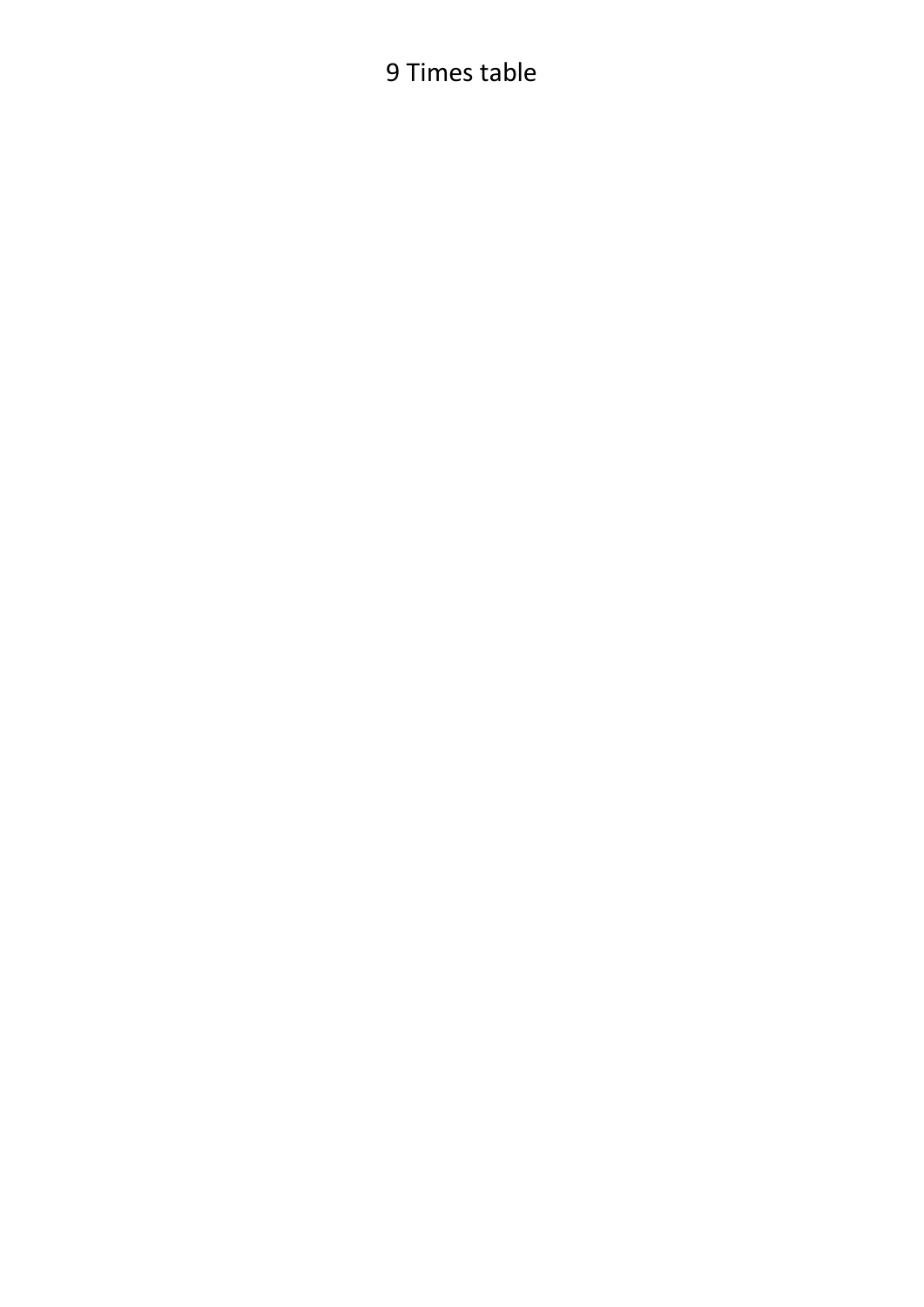9 Times table